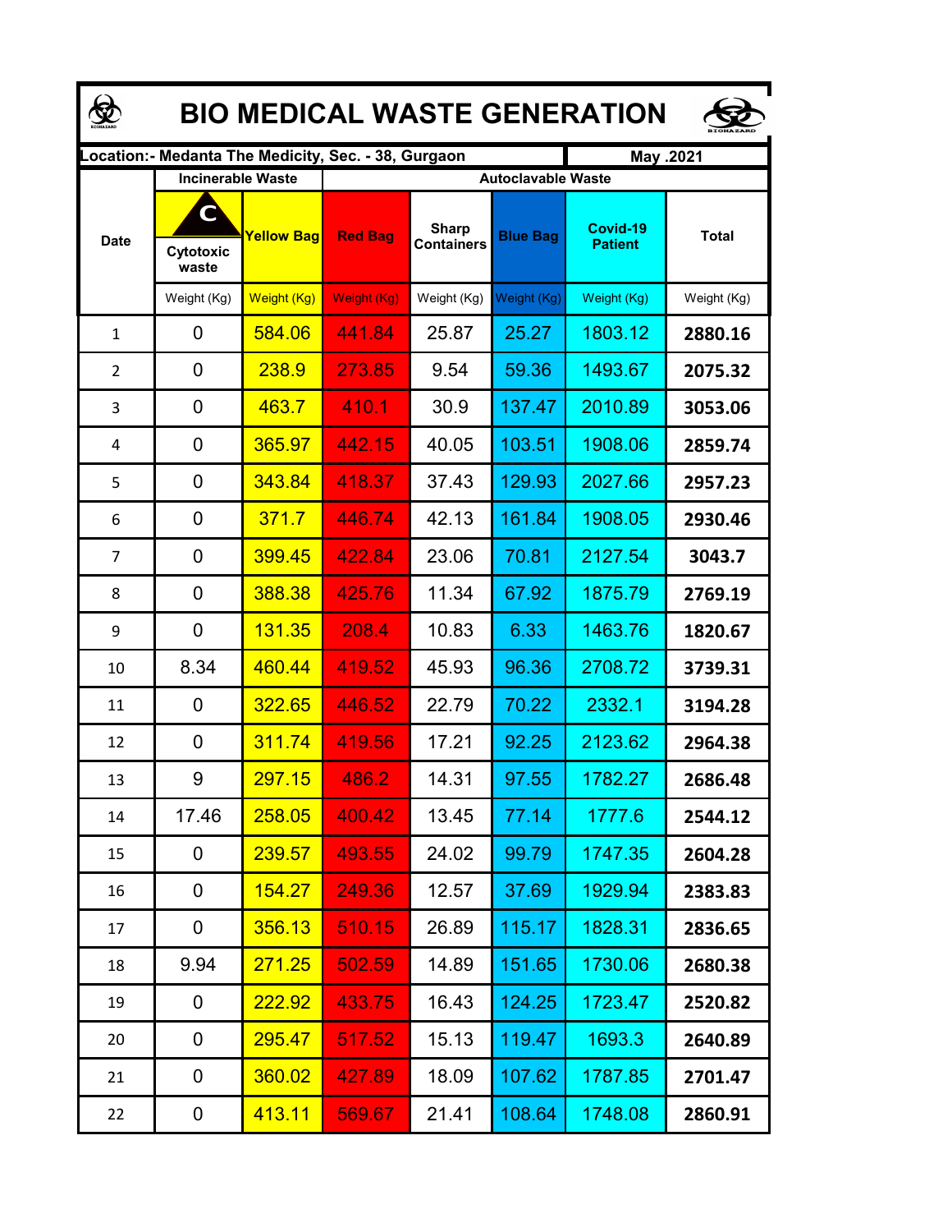# BIO MEDICAL WASTE GENERATION

| Location:- Medanta The Medicity, Sec. - 38, Gurgaon | | | | | | | May .2021 |
|---|---|---|---|---|---|---|---|
| Date | Incinerable Waste | | Autoclavable Waste | | | | |
| | C Cytotoxic waste | Yellow Bag | Red Bag | Sharp Containers | Blue Bag | Covid-19 Patient | Total |
| | Weight (Kg) | Weight (Kg) | Weight (Kg) | Weight (Kg) | Weight (Kg) | Weight (Kg) | Weight (Kg) |
| 1 | 0 | 584.06 | 441.84 | 25.87 | 25.27 | 1803.12 | **2880.16** |
| 2 | 0 | 238.9 | 273.85 | 9.54 | 59.36 | 1493.67 | **2075.32** |
| 3 | 0 | 463.7 | 410.1 | 30.9 | 137.47 | 2010.89 | **3053.06** |
| 4 | 0 | 365.97 | 442.15 | 40.05 | 103.51 | 1908.06 | **2859.74** |
| 5 | 0 | 343.84 | 418.37 | 37.43 | 129.93 | 2027.66 | **2957.23** |
| 6 | 0 | 371.7 | 446.74 | 42.13 | 161.84 | 1908.05 | **2930.46** |
| 7 | 0 | 399.45 | 422.84 | 23.06 | 70.81 | 2127.54 | **3043.7** |
| 8 | 0 | 388.38 | 425.76 | 11.34 | 67.92 | 1875.79 | **2769.19** |
| 9 | 0 | 131.35 | 208.4 | 10.83 | 6.33 | 1463.76 | **1820.67** |
| 10 | 8.34 | 460.44 | 419.52 | 45.93 | 96.36 | 2708.72 | **3739.31** |
| 11 | 0 | 322.65 | 446.52 | 22.79 | 70.22 | 2332.1 | **3194.28** |
| 12 | 0 | 311.74 | 419.56 | 17.21 | 92.25 | 2123.62 | **2964.38** |
| 13 | 9 | 297.15 | 486.2 | 14.31 | 97.55 | 1782.27 | **2686.48** |
| 14 | 17.46 | 258.05 | 400.42 | 13.45 | 77.14 | 1777.6 | **2544.12** |
| 15 | 0 | 239.57 | 493.55 | 24.02 | 99.79 | 1747.35 | **2604.28** |
| 16 | 0 | 154.27 | 249.36 | 12.57 | 37.69 | 1929.94 | **2383.83** |
| 17 | 0 | 356.13 | 510.15 | 26.89 | 115.17 | 1828.31 | **2836.65** |
| 18 | 9.94 | 271.25 | 502.59 | 14.89 | 151.65 | 1730.06 | **2680.38** |
| 19 | 0 | 222.92 | 433.75 | 16.43 | 124.25 | 1723.47 | **2520.82** |
| 20 | 0 | 295.47 | 517.52 | 15.13 | 119.47 | 1693.3 | **2640.89** |
| 21 | 0 | 360.02 | 427.89 | 18.09 | 107.62 | 1787.85 | **2701.47** |
| 22 | 0 | 413.11 | 569.67 | 21.41 | 108.64 | 1748.08 | **2860.91** |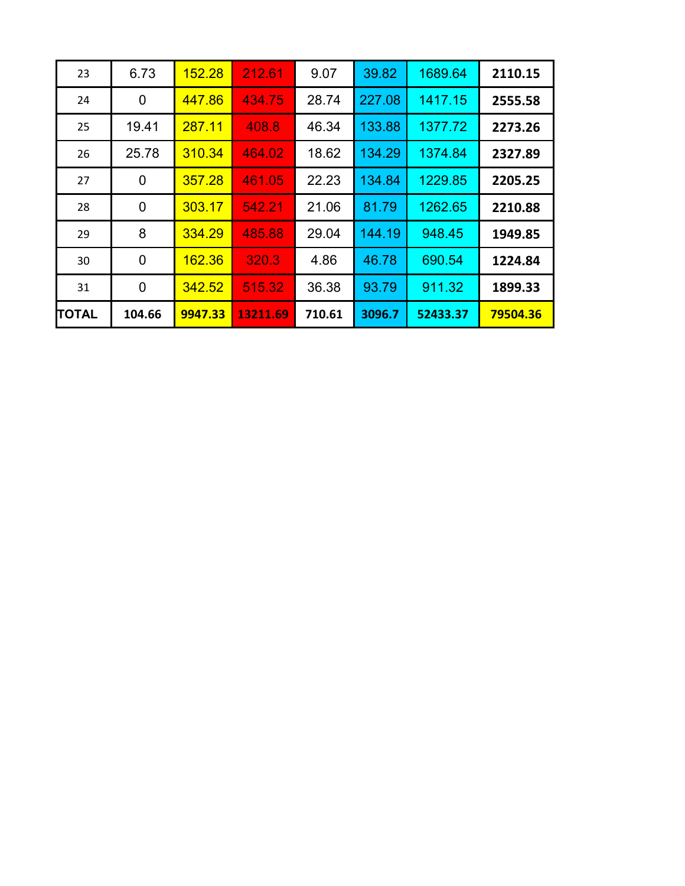| | | | | | | | |
|---|---|---|---|---|---|---|---|
| 23 | 6.73 | 152.28 | 212.61 | 9.07 | 39.82 | 1689.64 | **2110.15** |
| 24 | 0 | 447.86 | 434.75 | 28.74 | 227.08 | 1417.15 | **2555.58** |
| 25 | 19.41 | 287.11 | 408.8 | 46.34 | 133.88 | 1377.72 | **2273.26** |
| 26 | 25.78 | 310.34 | 464.02 | 18.62 | 134.29 | 1374.84 | **2327.89** |
| 27 | 0 | 357.28 | 461.05 | 22.23 | 134.84 | 1229.85 | **2205.25** |
| 28 | 0 | 303.17 | 542.21 | 21.06 | 81.79 | 1262.65 | **2210.88** |
| 29 | 8 | 334.29 | 485.88 | 29.04 | 144.19 | 948.45 | **1949.85** |
| 30 | 0 | 162.36 | 320.3 | 4.86 | 46.78 | 690.54 | **1224.84** |
| 31 | 0 | 342.52 | 515.32 | 36.38 | 93.79 | 911.32 | **1899.33** |
| **TOTAL** | **104.66** | **9947.33** | **13211.69** | **710.61** | **3096.7** | **52433.37** | **79504.36** |